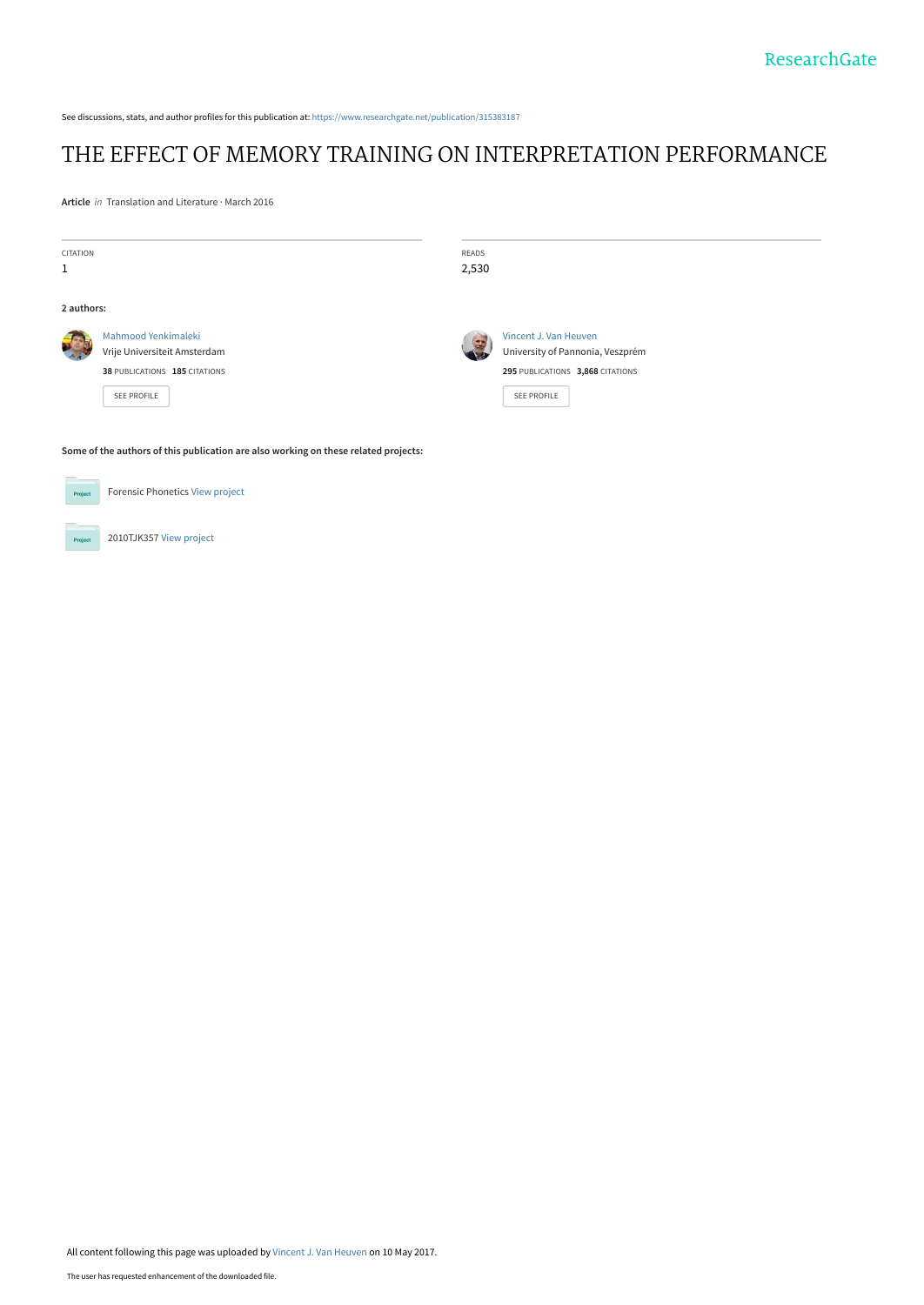See discussions, stats, and author profiles for this publication at: https://www.researchgate.net/publication/315383187

# THE EFFECT OF MEMORY TRAINING ON INTERPRETATION PERFORMANCE

**Article** *in* Translation and Literature · March 2016

| CITATION | READS |
|---|---|
| 1 | 2,530 |

**2 authors:**

**Mahmood Yenkimaleki**
Vrije Universiteit Amsterdam
**38** PUBLICATIONS **185** CITATIONS
SEE PROFILE

**Vincent J. Van Heuven**
University of Pannonia, Veszprém
**295** PUBLICATIONS **3,868** CITATIONS
SEE PROFILE

**Some of the authors of this publication are also working on these related projects:**

Forensic Phonetics View project

2010TJK357 View project

All content following this page was uploaded by Vincent J. Van Heuven on 10 May 2017.

The user has requested enhancement of the downloaded file.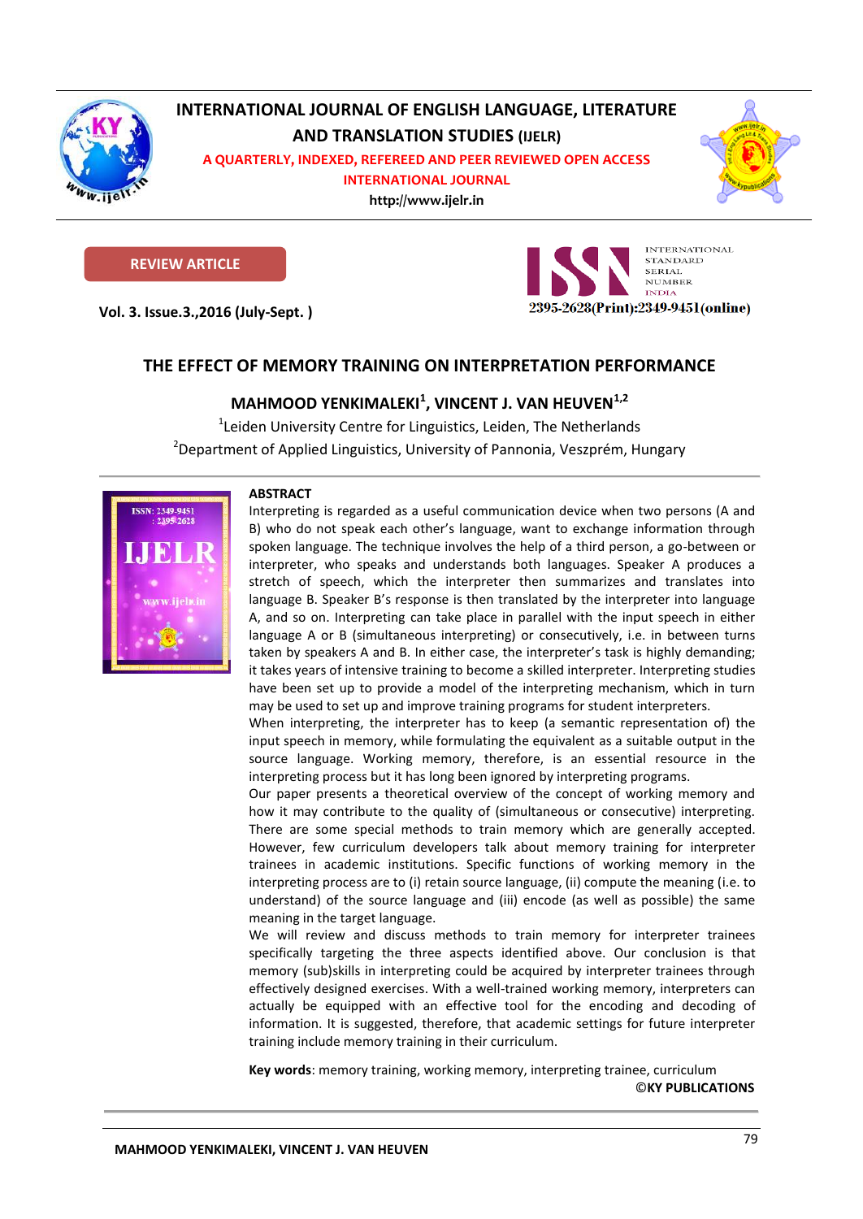# INTERNATIONAL JOURNAL OF ENGLISH LANGUAGE, LITERATURE AND TRANSLATION STUDIES (IJELR)

A QUARTERLY, INDEXED, REFEREED AND PEER REVIEWED OPEN ACCESS INTERNATIONAL JOURNAL

http://www.ijelr.in

REVIEW ARTICLE

Vol. 3. Issue.3.,2016 (July-Sept. )

INTERNATIONAL STANDARD SERIAL NUMBER INDIA

2395-2628(Print):2349-9451(online)

## THE EFFECT OF MEMORY TRAINING ON INTERPRETATION PERFORMANCE

**MAHMOOD YENKIMALEKI[1], VINCENT J. VAN HEUVEN[1,2]**

[1]Leiden University Centre for Linguistics, Leiden, The Netherlands

[2]Department of Applied Linguistics, University of Pannonia, Veszprém, Hungary

### ABSTRACT

Interpreting is regarded as a useful communication device when two persons (A and B) who do not speak each other's language, want to exchange information through spoken language. The technique involves the help of a third person, a go-between or interpreter, who speaks and understands both languages. Speaker A produces a stretch of speech, which the interpreter then summarizes and translates into language B. Speaker B's response is then translated by the interpreter into language A, and so on. Interpreting can take place in parallel with the input speech in either language A or B (simultaneous interpreting) or consecutively, i.e. in between turns taken by speakers A and B. In either case, the interpreter's task is highly demanding; it takes years of intensive training to become a skilled interpreter. Interpreting studies have been set up to provide a model of the interpreting mechanism, which in turn may be used to set up and improve training programs for student interpreters.

When interpreting, the interpreter has to keep (a semantic representation of) the input speech in memory, while formulating the equivalent as a suitable output in the source language. Working memory, therefore, is an essential resource in the interpreting process but it has long been ignored by interpreting programs.

Our paper presents a theoretical overview of the concept of working memory and how it may contribute to the quality of (simultaneous or consecutive) interpreting. There are some special methods to train memory which are generally accepted. However, few curriculum developers talk about memory training for interpreter trainees in academic institutions. Specific functions of working memory in the interpreting process are to (i) retain source language, (ii) compute the meaning (i.e. to understand) of the source language and (iii) encode (as well as possible) the same meaning in the target language.

We will review and discuss methods to train memory for interpreter trainees specifically targeting the three aspects identified above. Our conclusion is that memory (sub)skills in interpreting could be acquired by interpreter trainees through effectively designed exercises. With a well-trained working memory, interpreters can actually be equipped with an effective tool for the encoding and decoding of information. It is suggested, therefore, that academic settings for future interpreter training include memory training in their curriculum.

**Key words**: memory training, working memory, interpreting trainee, curriculum

**©KY PUBLICATIONS**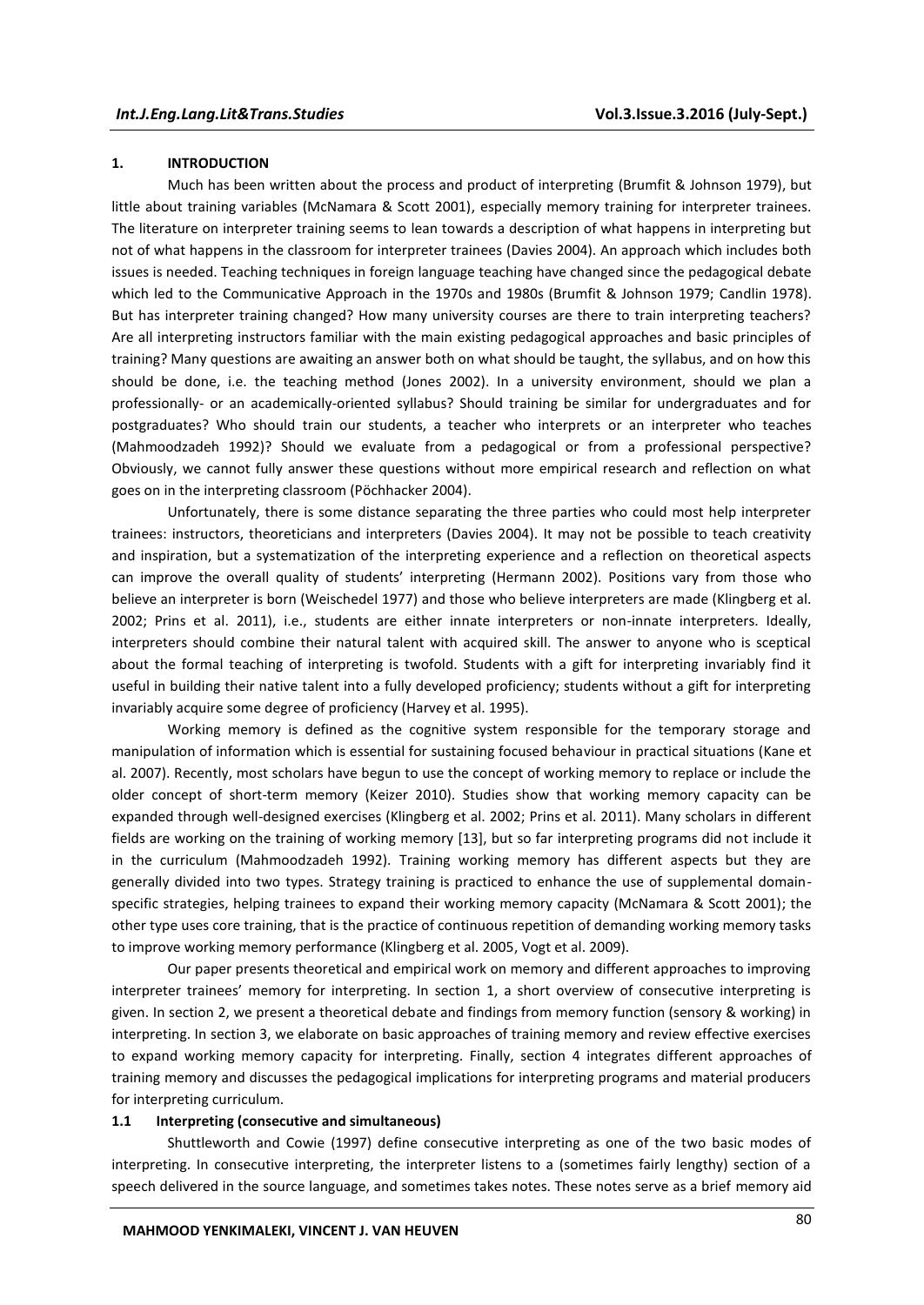## 1. INTRODUCTION

Much has been written about the process and product of interpreting (Brumfit & Johnson 1979), but little about training variables (McNamara & Scott 2001), especially memory training for interpreter trainees. The literature on interpreter training seems to lean towards a description of what happens in interpreting but not of what happens in the classroom for interpreter trainees (Davies 2004). An approach which includes both issues is needed. Teaching techniques in foreign language teaching have changed since the pedagogical debate which led to the Communicative Approach in the 1970s and 1980s (Brumfit & Johnson 1979; Candlin 1978). But has interpreter training changed? How many university courses are there to train interpreting teachers? Are all interpreting instructors familiar with the main existing pedagogical approaches and basic principles of training? Many questions are awaiting an answer both on what should be taught, the syllabus, and on how this should be done, i.e. the teaching method (Jones 2002). In a university environment, should we plan a professionally- or an academically-oriented syllabus? Should training be similar for undergraduates and for postgraduates? Who should train our students, a teacher who interprets or an interpreter who teaches (Mahmoodzadeh 1992)? Should we evaluate from a pedagogical or from a professional perspective? Obviously, we cannot fully answer these questions without more empirical research and reflection on what goes on in the interpreting classroom (Pöchhacker 2004).

Unfortunately, there is some distance separating the three parties who could most help interpreter trainees: instructors, theoreticians and interpreters (Davies 2004). It may not be possible to teach creativity and inspiration, but a systematization of the interpreting experience and a reflection on theoretical aspects can improve the overall quality of students' interpreting (Hermann 2002). Positions vary from those who believe an interpreter is born (Weischedel 1977) and those who believe interpreters are made (Klingberg et al. 2002; Prins et al. 2011), i.e., students are either innate interpreters or non-innate interpreters. Ideally, interpreters should combine their natural talent with acquired skill. The answer to anyone who is sceptical about the formal teaching of interpreting is twofold. Students with a gift for interpreting invariably find it useful in building their native talent into a fully developed proficiency; students without a gift for interpreting invariably acquire some degree of proficiency (Harvey et al. 1995).

Working memory is defined as the cognitive system responsible for the temporary storage and manipulation of information which is essential for sustaining focused behaviour in practical situations (Kane et al. 2007). Recently, most scholars have begun to use the concept of working memory to replace or include the older concept of short-term memory (Keizer 2010). Studies show that working memory capacity can be expanded through well-designed exercises (Klingberg et al. 2002; Prins et al. 2011). Many scholars in different fields are working on the training of working memory [13], but so far interpreting programs did not include it in the curriculum (Mahmoodzadeh 1992). Training working memory has different aspects but they are generally divided into two types. Strategy training is practiced to enhance the use of supplemental domain-specific strategies, helping trainees to expand their working memory capacity (McNamara & Scott 2001); the other type uses core training, that is the practice of continuous repetition of demanding working memory tasks to improve working memory performance (Klingberg et al. 2005, Vogt et al. 2009).

Our paper presents theoretical and empirical work on memory and different approaches to improving interpreter trainees' memory for interpreting. In section 1, a short overview of consecutive interpreting is given. In section 2, we present a theoretical debate and findings from memory function (sensory & working) in interpreting. In section 3, we elaborate on basic approaches of training memory and review effective exercises to expand working memory capacity for interpreting. Finally, section 4 integrates different approaches of training memory and discusses the pedagogical implications for interpreting programs and material producers for interpreting curriculum.

### 1.1 Interpreting (consecutive and simultaneous)

Shuttleworth and Cowie (1997) define consecutive interpreting as one of the two basic modes of interpreting. In consecutive interpreting, the interpreter listens to a (sometimes fairly lengthy) section of a speech delivered in the source language, and sometimes takes notes. These notes serve as a brief memory aid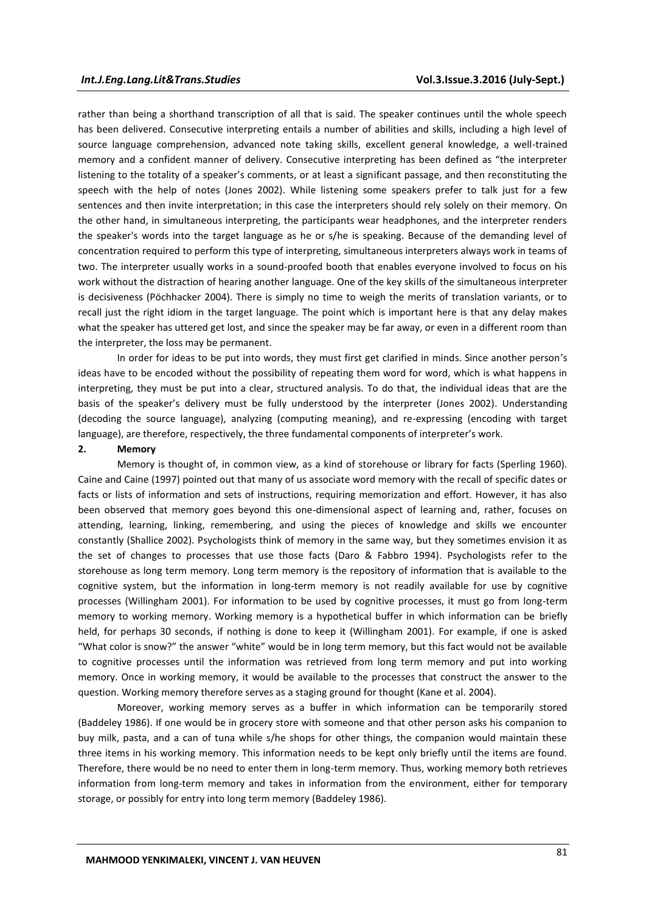rather than being a shorthand transcription of all that is said. The speaker continues until the whole speech has been delivered. Consecutive interpreting entails a number of abilities and skills, including a high level of source language comprehension, advanced note taking skills, excellent general knowledge, a well-trained memory and a confident manner of delivery. Consecutive interpreting has been defined as "the interpreter listening to the totality of a speaker's comments, or at least a significant passage, and then reconstituting the speech with the help of notes (Jones 2002). While listening some speakers prefer to talk just for a few sentences and then invite interpretation; in this case the interpreters should rely solely on their memory. On the other hand, in simultaneous interpreting, the participants wear headphones, and the interpreter renders the speaker's words into the target language as he or s/he is speaking. Because of the demanding level of concentration required to perform this type of interpreting, simultaneous interpreters always work in teams of two. The interpreter usually works in a sound-proofed booth that enables everyone involved to focus on his work without the distraction of hearing another language. One of the key skills of the simultaneous interpreter is decisiveness (Pöchhacker 2004). There is simply no time to weigh the merits of translation variants, or to recall just the right idiom in the target language. The point which is important here is that any delay makes what the speaker has uttered get lost, and since the speaker may be far away, or even in a different room than the interpreter, the loss may be permanent.

In order for ideas to be put into words, they must first get clarified in minds. Since another person's ideas have to be encoded without the possibility of repeating them word for word, which is what happens in interpreting, they must be put into a clear, structured analysis. To do that, the individual ideas that are the basis of the speaker's delivery must be fully understood by the interpreter (Jones 2002). Understanding (decoding the source language), analyzing (computing meaning), and re-expressing (encoding with target language), are therefore, respectively, the three fundamental components of interpreter's work.

## 2. Memory

Memory is thought of, in common view, as a kind of storehouse or library for facts (Sperling 1960). Caine and Caine (1997) pointed out that many of us associate word memory with the recall of specific dates or facts or lists of information and sets of instructions, requiring memorization and effort. However, it has also been observed that memory goes beyond this one-dimensional aspect of learning and, rather, focuses on attending, learning, linking, remembering, and using the pieces of knowledge and skills we encounter constantly (Shallice 2002). Psychologists think of memory in the same way, but they sometimes envision it as the set of changes to processes that use those facts (Daro & Fabbro 1994). Psychologists refer to the storehouse as long term memory. Long term memory is the repository of information that is available to the cognitive system, but the information in long-term memory is not readily available for use by cognitive processes (Willingham 2001). For information to be used by cognitive processes, it must go from long-term memory to working memory. Working memory is a hypothetical buffer in which information can be briefly held, for perhaps 30 seconds, if nothing is done to keep it (Willingham 2001). For example, if one is asked "What color is snow?" the answer "white" would be in long term memory, but this fact would not be available to cognitive processes until the information was retrieved from long term memory and put into working memory. Once in working memory, it would be available to the processes that construct the answer to the question. Working memory therefore serves as a staging ground for thought (Kane et al. 2004).

Moreover, working memory serves as a buffer in which information can be temporarily stored (Baddeley 1986). If one would be in grocery store with someone and that other person asks his companion to buy milk, pasta, and a can of tuna while s/he shops for other things, the companion would maintain these three items in his working memory. This information needs to be kept only briefly until the items are found. Therefore, there would be no need to enter them in long-term memory. Thus, working memory both retrieves information from long-term memory and takes in information from the environment, either for temporary storage, or possibly for entry into long term memory (Baddeley 1986).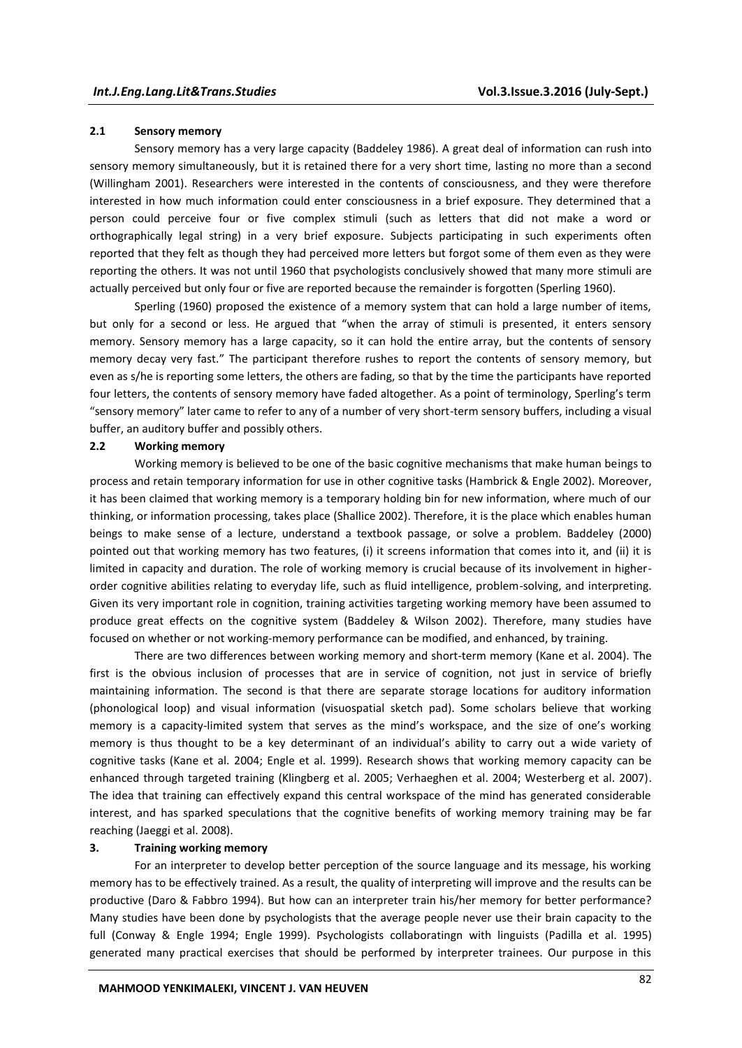### 2.1 Sensory memory

Sensory memory has a very large capacity (Baddeley 1986). A great deal of information can rush into sensory memory simultaneously, but it is retained there for a very short time, lasting no more than a second (Willingham 2001). Researchers were interested in the contents of consciousness, and they were therefore interested in how much information could enter consciousness in a brief exposure. They determined that a person could perceive four or five complex stimuli (such as letters that did not make a word or orthographically legal string) in a very brief exposure. Subjects participating in such experiments often reported that they felt as though they had perceived more letters but forgot some of them even as they were reporting the others. It was not until 1960 that psychologists conclusively showed that many more stimuli are actually perceived but only four or five are reported because the remainder is forgotten (Sperling 1960).

Sperling (1960) proposed the existence of a memory system that can hold a large number of items, but only for a second or less. He argued that "when the array of stimuli is presented, it enters sensory memory. Sensory memory has a large capacity, so it can hold the entire array, but the contents of sensory memory decay very fast." The participant therefore rushes to report the contents of sensory memory, but even as s/he is reporting some letters, the others are fading, so that by the time the participants have reported four letters, the contents of sensory memory have faded altogether. As a point of terminology, Sperling's term "sensory memory" later came to refer to any of a number of very short-term sensory buffers, including a visual buffer, an auditory buffer and possibly others.

### 2.2 Working memory

Working memory is believed to be one of the basic cognitive mechanisms that make human beings to process and retain temporary information for use in other cognitive tasks (Hambrick & Engle 2002). Moreover, it has been claimed that working memory is a temporary holding bin for new information, where much of our thinking, or information processing, takes place (Shallice 2002). Therefore, it is the place which enables human beings to make sense of a lecture, understand a textbook passage, or solve a problem. Baddeley (2000) pointed out that working memory has two features, (i) it screens information that comes into it, and (ii) it is limited in capacity and duration. The role of working memory is crucial because of its involvement in higher-order cognitive abilities relating to everyday life, such as fluid intelligence, problem-solving, and interpreting. Given its very important role in cognition, training activities targeting working memory have been assumed to produce great effects on the cognitive system (Baddeley & Wilson 2002). Therefore, many studies have focused on whether or not working-memory performance can be modified, and enhanced, by training.

There are two differences between working memory and short-term memory (Kane et al. 2004). The first is the obvious inclusion of processes that are in service of cognition, not just in service of briefly maintaining information. The second is that there are separate storage locations for auditory information (phonological loop) and visual information (visuospatial sketch pad). Some scholars believe that working memory is a capacity-limited system that serves as the mind's workspace, and the size of one's working memory is thus thought to be a key determinant of an individual's ability to carry out a wide variety of cognitive tasks (Kane et al. 2004; Engle et al. 1999). Research shows that working memory capacity can be enhanced through targeted training (Klingberg et al. 2005; Verhaeghen et al. 2004; Westerberg et al. 2007). The idea that training can effectively expand this central workspace of the mind has generated considerable interest, and has sparked speculations that the cognitive benefits of working memory training may be far reaching (Jaeggi et al. 2008).

## 3. Training working memory

For an interpreter to develop better perception of the source language and its message, his working memory has to be effectively trained. As a result, the quality of interpreting will improve and the results can be productive (Daro & Fabbro 1994). But how can an interpreter train his/her memory for better performance? Many studies have been done by psychologists that the average people never use their brain capacity to the full (Conway & Engle 1994; Engle 1999). Psychologists collaboratingn with linguists (Padilla et al. 1995) generated many practical exercises that should be performed by interpreter trainees. Our purpose in this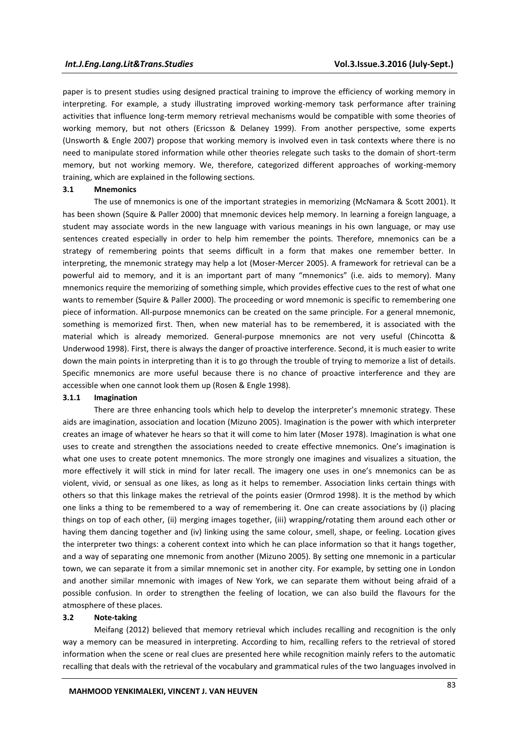paper is to present studies using designed practical training to improve the efficiency of working memory in interpreting. For example, a study illustrating improved working-memory task performance after training activities that influence long-term memory retrieval mechanisms would be compatible with some theories of working memory, but not others (Ericsson & Delaney 1999). From another perspective, some experts (Unsworth & Engle 2007) propose that working memory is involved even in task contexts where there is no need to manipulate stored information while other theories relegate such tasks to the domain of short-term memory, but not working memory. We, therefore, categorized different approaches of working-memory training, which are explained in the following sections.

### 3.1 Mnemonics

The use of mnemonics is one of the important strategies in memorizing (McNamara & Scott 2001). It has been shown (Squire & Paller 2000) that mnemonic devices help memory. In learning a foreign language, a student may associate words in the new language with various meanings in his own language, or may use sentences created especially in order to help him remember the points. Therefore, mnemonics can be a strategy of remembering points that seems difficult in a form that makes one remember better. In interpreting, the mnemonic strategy may help a lot (Moser-Mercer 2005). A framework for retrieval can be a powerful aid to memory, and it is an important part of many "mnemonics" (i.e. aids to memory). Many mnemonics require the memorizing of something simple, which provides effective cues to the rest of what one wants to remember (Squire & Paller 2000). The proceeding or word mnemonic is specific to remembering one piece of information. All-purpose mnemonics can be created on the same principle. For a general mnemonic, something is memorized first. Then, when new material has to be remembered, it is associated with the material which is already memorized. General-purpose mnemonics are not very useful (Chincotta & Underwood 1998). First, there is always the danger of proactive interference. Second, it is much easier to write down the main points in interpreting than it is to go through the trouble of trying to memorize a list of details. Specific mnemonics are more useful because there is no chance of proactive interference and they are accessible when one cannot look them up (Rosen & Engle 1998).

#### 3.1.1 Imagination

There are three enhancing tools which help to develop the interpreter's mnemonic strategy. These aids are imagination, association and location (Mizuno 2005). Imagination is the power with which interpreter creates an image of whatever he hears so that it will come to him later (Moser 1978). Imagination is what one uses to create and strengthen the associations needed to create effective mnemonics. One's imagination is what one uses to create potent mnemonics. The more strongly one imagines and visualizes a situation, the more effectively it will stick in mind for later recall. The imagery one uses in one's mnemonics can be as violent, vivid, or sensual as one likes, as long as it helps to remember. Association links certain things with others so that this linkage makes the retrieval of the points easier (Ormrod 1998). It is the method by which one links a thing to be remembered to a way of remembering it. One can create associations by (i) placing things on top of each other, (ii) merging images together, (iii) wrapping/rotating them around each other or having them dancing together and (iv) linking using the same colour, smell, shape, or feeling. Location gives the interpreter two things: a coherent context into which he can place information so that it hangs together, and a way of separating one mnemonic from another (Mizuno 2005). By setting one mnemonic in a particular town, we can separate it from a similar mnemonic set in another city. For example, by setting one in London and another similar mnemonic with images of New York, we can separate them without being afraid of a possible confusion. In order to strengthen the feeling of location, we can also build the flavours for the atmosphere of these places.

### 3.2 Note-taking

Meifang (2012) believed that memory retrieval which includes recalling and recognition is the only way a memory can be measured in interpreting. According to him, recalling refers to the retrieval of stored information when the scene or real clues are presented here while recognition mainly refers to the automatic recalling that deals with the retrieval of the vocabulary and grammatical rules of the two languages involved in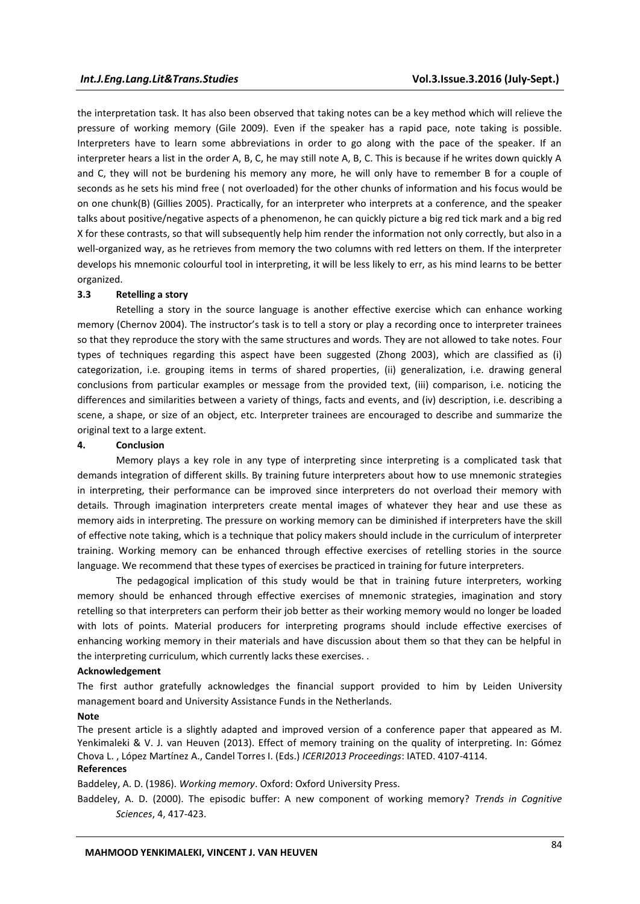the interpretation task. It has also been observed that taking notes can be a key method which will relieve the pressure of working memory (Gile 2009). Even if the speaker has a rapid pace, note taking is possible. Interpreters have to learn some abbreviations in order to go along with the pace of the speaker. If an interpreter hears a list in the order A, B, C, he may still note A, B, C. This is because if he writes down quickly A and C, they will not be burdening his memory any more, he will only have to remember B for a couple of seconds as he sets his mind free ( not overloaded) for the other chunks of information and his focus would be on one chunk(B) (Gillies 2005). Practically, for an interpreter who interprets at a conference, and the speaker talks about positive/negative aspects of a phenomenon, he can quickly picture a big red tick mark and a big red X for these contrasts, so that will subsequently help him render the information not only correctly, but also in a well-organized way, as he retrieves from memory the two columns with red letters on them. If the interpreter develops his mnemonic colourful tool in interpreting, it will be less likely to err, as his mind learns to be better organized.

### 3.3 Retelling a story

Retelling a story in the source language is another effective exercise which can enhance working memory (Chernov 2004). The instructor's task is to tell a story or play a recording once to interpreter trainees so that they reproduce the story with the same structures and words. They are not allowed to take notes. Four types of techniques regarding this aspect have been suggested (Zhong 2003), which are classified as (i) categorization, i.e. grouping items in terms of shared properties, (ii) generalization, i.e. drawing general conclusions from particular examples or message from the provided text, (iii) comparison, i.e. noticing the differences and similarities between a variety of things, facts and events, and (iv) description, i.e. describing a scene, a shape, or size of an object, etc. Interpreter trainees are encouraged to describe and summarize the original text to a large extent.

## 4. Conclusion

Memory plays a key role in any type of interpreting since interpreting is a complicated task that demands integration of different skills. By training future interpreters about how to use mnemonic strategies in interpreting, their performance can be improved since interpreters do not overload their memory with details. Through imagination interpreters create mental images of whatever they hear and use these as memory aids in interpreting. The pressure on working memory can be diminished if interpreters have the skill of effective note taking, which is a technique that policy makers should include in the curriculum of interpreter training. Working memory can be enhanced through effective exercises of retelling stories in the source language. We recommend that these types of exercises be practiced in training for future interpreters.

The pedagogical implication of this study would be that in training future interpreters, working memory should be enhanced through effective exercises of mnemonic strategies, imagination and story retelling so that interpreters can perform their job better as their working memory would no longer be loaded with lots of points. Material producers for interpreting programs should include effective exercises of enhancing working memory in their materials and have discussion about them so that they can be helpful in the interpreting curriculum, which currently lacks these exercises. .

**Acknowledgement**

The first author gratefully acknowledges the financial support provided to him by Leiden University management board and University Assistance Funds in the Netherlands.

**Note**

The present article is a slightly adapted and improved version of a conference paper that appeared as M. Yenkimaleki & V. J. van Heuven (2013). Effect of memory training on the quality of interpreting. In: Gómez Chova L. , López Martínez A., Candel Torres I. (Eds.) *ICERI2013 Proceedings*: IATED. 4107-4114.

**References**

Baddeley, A. D. (1986). *Working memory*. Oxford: Oxford University Press.

Baddeley, A. D. (2000). The episodic buffer: A new component of working memory? *Trends in Cognitive Sciences*, 4, 417-423.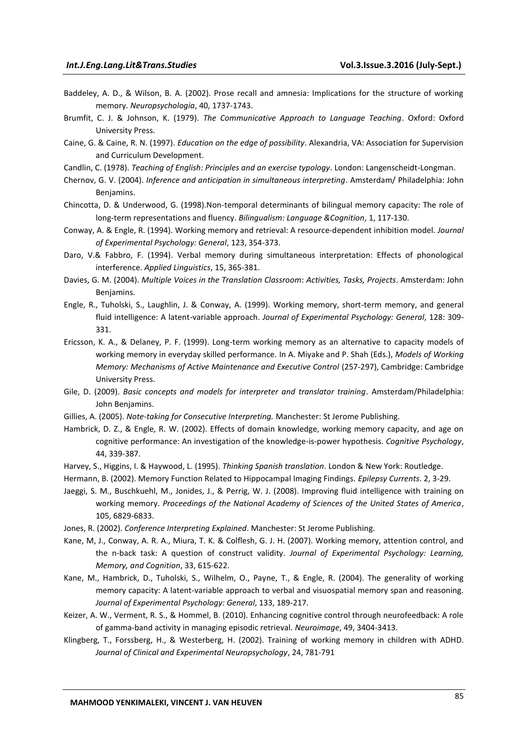Baddeley, A. D., & Wilson, B. A. (2002). Prose recall and amnesia: Implications for the structure of working memory. *Neuropsychologia*, 40, 1737-1743.

Brumfit, C. J. & Johnson, K. (1979). *The Communicative Approach to Language Teaching*. Oxford: Oxford University Press.

Caine, G. & Caine, R. N. (1997). *Education on the edge of possibility*. Alexandria, VA: Association for Supervision and Curriculum Development.

Candlin, C. (1978). *Teaching of English: Principles and an exercise typology*. London: Langenscheidt-Longman.

Chernov, G. V. (2004). *Inference and anticipation in simultaneous interpreting*. Amsterdam/ Philadelphia: John Benjamins.

Chincotta, D. & Underwood, G. (1998).Non-temporal determinants of bilingual memory capacity: The role of long-term representations and fluency. *Bilingualism: Language &Cognition*, 1, 117-130.

Conway, A. & Engle, R. (1994). Working memory and retrieval: A resource-dependent inhibition model. *Journal of Experimental Psychology: General*, 123, 354-373.

Daro, V.& Fabbro, F. (1994). Verbal memory during simultaneous interpretation: Effects of phonological interference. *Applied Linguistics*, 15, 365-381.

Davies, G. M. (2004). *Multiple Voices in the Translation Classroom*: *Activities, Tasks, Projects*. Amsterdam: John Benjamins.

Engle, R., Tuholski, S., Laughlin, J. & Conway, A. (1999). Working memory, short-term memory, and general fluid intelligence: A latent-variable approach. *Journal of Experimental Psychology: General*, 128: 309-331.

Ericsson, K. A., & Delaney, P. F. (1999). Long-term working memory as an alternative to capacity models of working memory in everyday skilled performance. In A. Miyake and P. Shah (Eds.), *Models of Working Memory: Mechanisms of Active Maintenance and Executive Control* (257-297), Cambridge: Cambridge University Press.

Gile, D. (2009). *Basic concepts and models for interpreter and translator training*. Amsterdam/Philadelphia: John Benjamins.

Gillies, A. (2005). *Note-taking for Consecutive Interpreting.* Manchester: St Jerome Publishing.

Hambrick, D. Z., & Engle, R. W. (2002). Effects of domain knowledge, working memory capacity, and age on cognitive performance: An investigation of the knowledge-is-power hypothesis. *Cognitive Psychology*, 44, 339-387.

Harvey, S., Higgins, I. & Haywood, L. (1995). *Thinking Spanish translation*. London & New York: Routledge.

Hermann, B. (2002). Memory Function Related to Hippocampal Imaging Findings. *Epilepsy Currents*. 2, 3-29.

Jaeggi, S. M., Buschkuehl, M., Jonides, J., & Perrig, W. J. (2008). Improving fluid intelligence with training on working memory. *Proceedings of the National Academy of Sciences of the United States of America*, 105, 6829-6833.

Jones, R. (2002). *Conference Interpreting Explained*. Manchester: St Jerome Publishing.

Kane, M, J., Conway, A. R. A., Miura, T. K. & Colflesh, G. J. H. (2007). Working memory, attention control, and the n-back task: A question of construct validity. *Journal of Experimental Psychology: Learning, Memory, and Cognition*, 33, 615-622.

Kane, M., Hambrick, D., Tuholski, S., Wilhelm, O., Payne, T., & Engle, R. (2004). The generality of working memory capacity: A latent-variable approach to verbal and visuospatial memory span and reasoning. *Journal of Experimental Psychology: General*, 133, 189-217.

Keizer, A. W., Verment, R. S., & Hommel, B. (2010). Enhancing cognitive control through neurofeedback: A role of gamma-band activity in managing episodic retrieval. *Neuroimage*, 49, 3404-3413.

Klingberg, T., Forssberg, H., & Westerberg, H. (2002). Training of working memory in children with ADHD. *Journal of Clinical and Experimental Neuropsychology*, 24, 781-791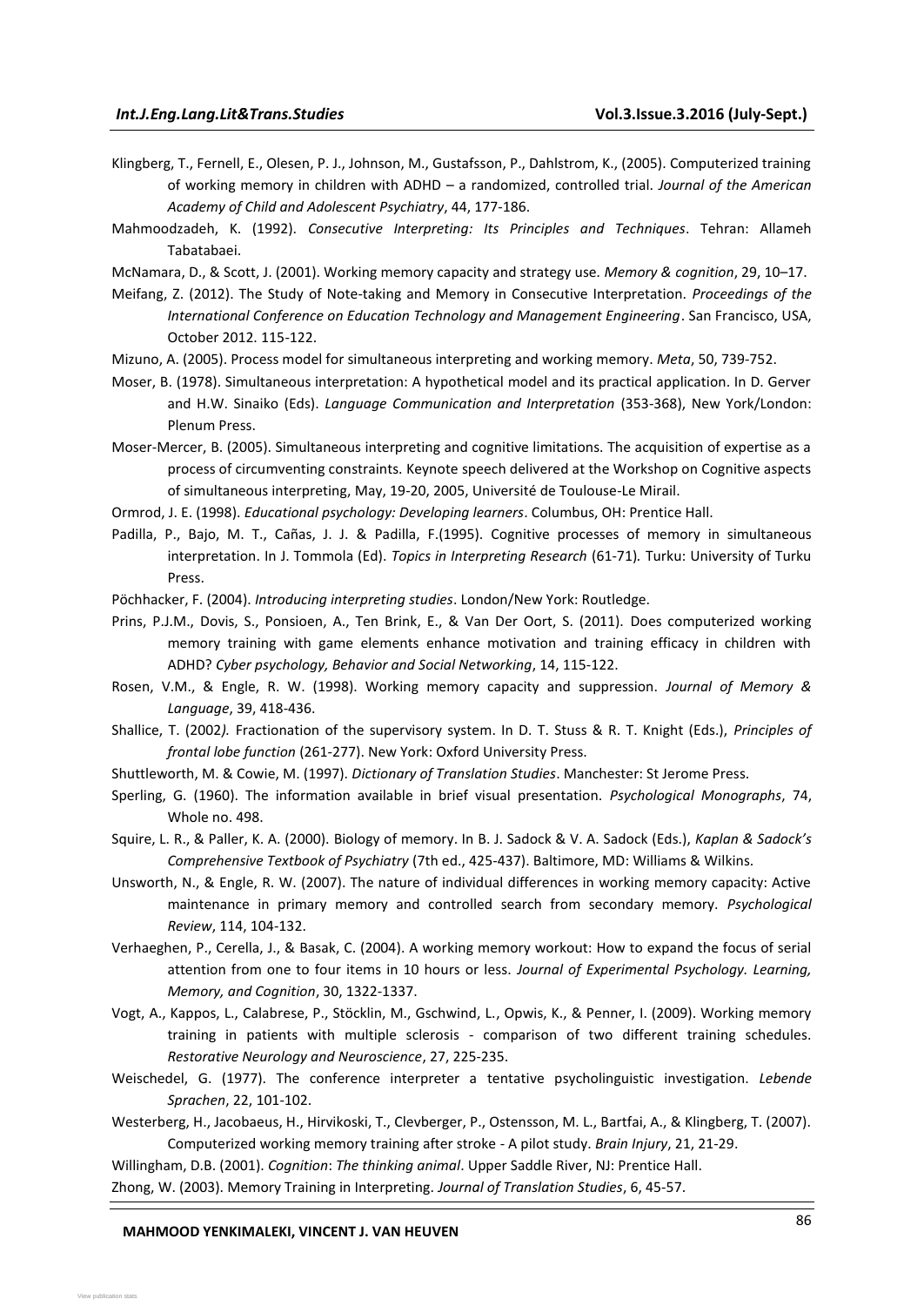Klingberg, T., Fernell, E., Olesen, P. J., Johnson, M., Gustafsson, P., Dahlstrom, K., (2005). Computerized training of working memory in children with ADHD – a randomized, controlled trial. *Journal of the American Academy of Child and Adolescent Psychiatry*, 44, 177-186.

Mahmoodzadeh, K. (1992). *Consecutive Interpreting: Its Principles and Techniques*. Tehran: Allameh Tabatabaei.

McNamara, D., & Scott, J. (2001). Working memory capacity and strategy use. *Memory & cognition*, 29, 10–17.

Meifang, Z. (2012). The Study of Note-taking and Memory in Consecutive Interpretation. *Proceedings of the International Conference on Education Technology and Management Engineering*. San Francisco, USA, October 2012. 115-122.

Mizuno, A. (2005). Process model for simultaneous interpreting and working memory. *Meta*, 50, 739-752.

Moser, B. (1978). Simultaneous interpretation: A hypothetical model and its practical application. In D. Gerver and H.W. Sinaiko (Eds). *Language Communication and Interpretation* (353-368), New York/London: Plenum Press.

Moser-Mercer, B. (2005). Simultaneous interpreting and cognitive limitations. The acquisition of expertise as a process of circumventing constraints. Keynote speech delivered at the Workshop on Cognitive aspects of simultaneous interpreting, May, 19-20, 2005, Université de Toulouse-Le Mirail.

Ormrod, J. E. (1998). *Educational psychology: Developing learners*. Columbus, OH: Prentice Hall.

Padilla, P., Bajo, M. T., Cañas, J. J. & Padilla, F.(1995). Cognitive processes of memory in simultaneous interpretation. In J. Tommola (Ed). *Topics in Interpreting Research* (61-71)*.* Turku: University of Turku Press.

Pöchhacker, F. (2004). *Introducing interpreting studies*. London/New York: Routledge.

Prins, P.J.M., Dovis, S., Ponsioen, A., Ten Brink, E., & Van Der Oort, S. (2011). Does computerized working memory training with game elements enhance motivation and training efficacy in children with ADHD? *Cyber psychology, Behavior and Social Networking*, 14, 115-122.

Rosen, V.M., & Engle, R. W. (1998). Working memory capacity and suppression. *Journal of Memory & Language*, 39, 418-436.

Shallice, T. (2002*).* Fractionation of the supervisory system. In D. T. Stuss & R. T. Knight (Eds.), *Principles of frontal lobe function* (261-277). New York: Oxford University Press.

Shuttleworth, M. & Cowie, M. (1997). *Dictionary of Translation Studies*. Manchester: St Jerome Press.

Sperling, G. (1960). The information available in brief visual presentation. *Psychological Monographs*, 74, Whole no. 498.

Squire, L. R., & Paller, K. A. (2000). Biology of memory. In B. J. Sadock & V. A. Sadock (Eds.), *Kaplan & Sadock's Comprehensive Textbook of Psychiatry* (7th ed., 425-437). Baltimore, MD: Williams & Wilkins.

Unsworth, N., & Engle, R. W. (2007). The nature of individual differences in working memory capacity: Active maintenance in primary memory and controlled search from secondary memory. *Psychological Review*, 114, 104-132.

Verhaeghen, P., Cerella, J., & Basak, C. (2004). A working memory workout: How to expand the focus of serial attention from one to four items in 10 hours or less. *Journal of Experimental Psychology. Learning, Memory, and Cognition*, 30, 1322-1337.

Vogt, A., Kappos, L., Calabrese, P., Stöcklin, M., Gschwind, L., Opwis, K., & Penner, I. (2009). Working memory training in patients with multiple sclerosis - comparison of two different training schedules. *Restorative Neurology and Neuroscience*, 27, 225-235.

Weischedel, G. (1977). The conference interpreter a tentative psycholinguistic investigation. *Lebende Sprachen*, 22, 101-102.

Westerberg, H., Jacobaeus, H., Hirvikoski, T., Clevberger, P., Ostensson, M. L., Bartfai, A., & Klingberg, T. (2007). Computerized working memory training after stroke - A pilot study. *Brain Injury*, 21, 21-29.

Willingham, D.B. (2001). *Cognition*: *The thinking animal*. Upper Saddle River, NJ: Prentice Hall.

Zhong, W. (2003). Memory Training in Interpreting. *Journal of Translation Studies*, 6, 45-57.